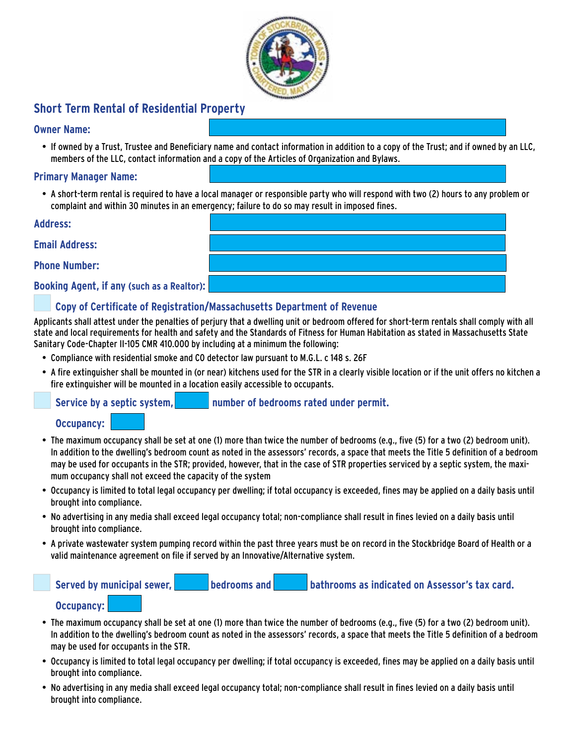## Short Term Rental of Residential Property

**Owner Name:**

- If owned by a Trust, Trustee and Beneficiary name and contact information in addition to a copy of the Trust; and if owned by an LLC, members of the LLC, contact information and a copy of the Articles of Organization and Bylaws.

**Primary Manager Name:**

- A short-term rental is required to have a local manager or responsible party who will respond with two (2) hours to any problem or complaint and within 30 minutes in an emergency; failure to do so may result in imposed fines.

**Address:**

**Email Address:**

**Phone Number:**

**Booking Agent, if any (such as a Realtor):**

☐ **Copy of Certificate of Registration/Massachusetts Department of Revenue**

Applicants shall attest under the penalties of perjury that a dwelling unit or bedroom offered for short-term rentals shall comply with all state and local requirements for health and safety and the Standards of Fitness for Human Habitation as stated in Massachusetts State Sanitary Code-Chapter II-105 CMR 410.000 by including at a minimum the following:

- Compliance with residential smoke and CO detector law pursuant to M.G.L. c 148 s. 26F
- A fire extinguisher shall be mounted in (or near) kitchens used for the STR in a clearly visible location or if the unit offers no kitchen a fire extinguisher will be mounted in a location easily accessible to occupants.

☐ **Service by a septic system, \_\_\_\_\_ number of bedrooms rated under permit.**

**Occupancy:** \_\_\_\_\_

- The maximum occupancy shall be set at one (1) more than twice the number of bedrooms (e.g., five (5) for a two (2) bedroom unit). In addition to the dwelling's bedroom count as noted in the assessors' records, a space that meets the Title 5 definition of a bedroom may be used for occupants in the STR; provided, however, that in the case of STR properties serviced by a septic system, the maximum occupancy shall not exceed the capacity of the system
- Occupancy is limited to total legal occupancy per dwelling; if total occupancy is exceeded, fines may be applied on a daily basis until brought into compliance.
- No advertising in any media shall exceed legal occupancy total; non-compliance shall result in fines levied on a daily basis until brought into compliance.
- A private wastewater system pumping record within the past three years must be on record in the Stockbridge Board of Health or a valid maintenance agreement on file if served by an Innovative/Alternative system.

☐ **Served by municipal sewer, \_\_\_\_\_ bedrooms and \_\_\_\_\_ bathrooms as indicated on Assessor's tax card.**

**Occupancy:** \_\_\_\_\_

- The maximum occupancy shall be set at one (1) more than twice the number of bedrooms (e.g., five (5) for a two (2) bedroom unit). In addition to the dwelling's bedroom count as noted in the assessors' records, a space that meets the Title 5 definition of a bedroom may be used for occupants in the STR.
- Occupancy is limited to total legal occupancy per dwelling; if total occupancy is exceeded, fines may be applied on a daily basis until brought into compliance.
- No advertising in any media shall exceed legal occupancy total; non-compliance shall result in fines levied on a daily basis until brought into compliance.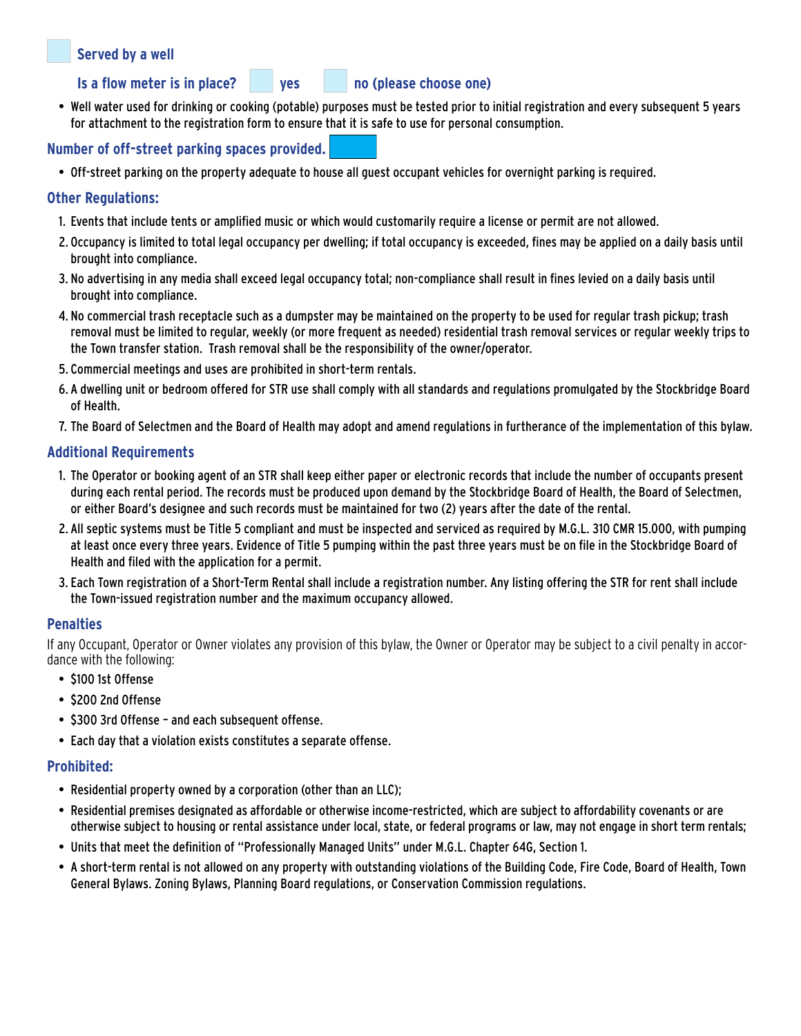☐ **Served by a well**

**Is a flow meter is in place?** ☐ **yes** ☐ **no (please choose one)**

- Well water used for drinking or cooking (potable) purposes must be tested prior to initial registration and every subsequent 5 years for attachment to the registration form to ensure that it is safe to use for personal consumption.

**Number of off-street parking spaces provided.** ☐

- Off-street parking on the property adequate to house all guest occupant vehicles for overnight parking is required.

### Other Regulations:

1. Events that include tents or amplified music or which would customarily require a license or permit are not allowed.
2. Occupancy is limited to total legal occupancy per dwelling; if total occupancy is exceeded, fines may be applied on a daily basis until brought into compliance.
3. No advertising in any media shall exceed legal occupancy total; non-compliance shall result in fines levied on a daily basis until brought into compliance.
4. No commercial trash receptacle such as a dumpster may be maintained on the property to be used for regular trash pickup; trash removal must be limited to regular, weekly (or more frequent as needed) residential trash removal services or regular weekly trips to the Town transfer station. Trash removal shall be the responsibility of the owner/operator.
5. Commercial meetings and uses are prohibited in short-term rentals.
6. A dwelling unit or bedroom offered for STR use shall comply with all standards and regulations promulgated by the Stockbridge Board of Health.
7. The Board of Selectmen and the Board of Health may adopt and amend regulations in furtherance of the implementation of this bylaw.

### Additional Requirements

1. The Operator or booking agent of an STR shall keep either paper or electronic records that include the number of occupants present during each rental period. The records must be produced upon demand by the Stockbridge Board of Health, the Board of Selectmen, or either Board's designee and such records must be maintained for two (2) years after the date of the rental.
2. All septic systems must be Title 5 compliant and must be inspected and serviced as required by M.G.L. 310 CMR 15.000, with pumping at least once every three years. Evidence of Title 5 pumping within the past three years must be on file in the Stockbridge Board of Health and filed with the application for a permit.
3. Each Town registration of a Short-Term Rental shall include a registration number. Any listing offering the STR for rent shall include the Town-issued registration number and the maximum occupancy allowed.

### Penalties

If any Occupant, Operator or Owner violates any provision of this bylaw, the Owner or Operator may be subject to a civil penalty in accordance with the following:

- $100 1st Offense
- $200 2nd Offense
- $300 3rd Offense – and each subsequent offense.
- Each day that a violation exists constitutes a separate offense.

### Prohibited:

- Residential property owned by a corporation (other than an LLC);
- Residential premises designated as affordable or otherwise income-restricted, which are subject to affordability covenants or are otherwise subject to housing or rental assistance under local, state, or federal programs or law, may not engage in short term rentals;
- Units that meet the definition of "Professionally Managed Units" under M.G.L. Chapter 64G, Section 1.
- A short-term rental is not allowed on any property with outstanding violations of the Building Code, Fire Code, Board of Health, Town General Bylaws. Zoning Bylaws, Planning Board regulations, or Conservation Commission regulations.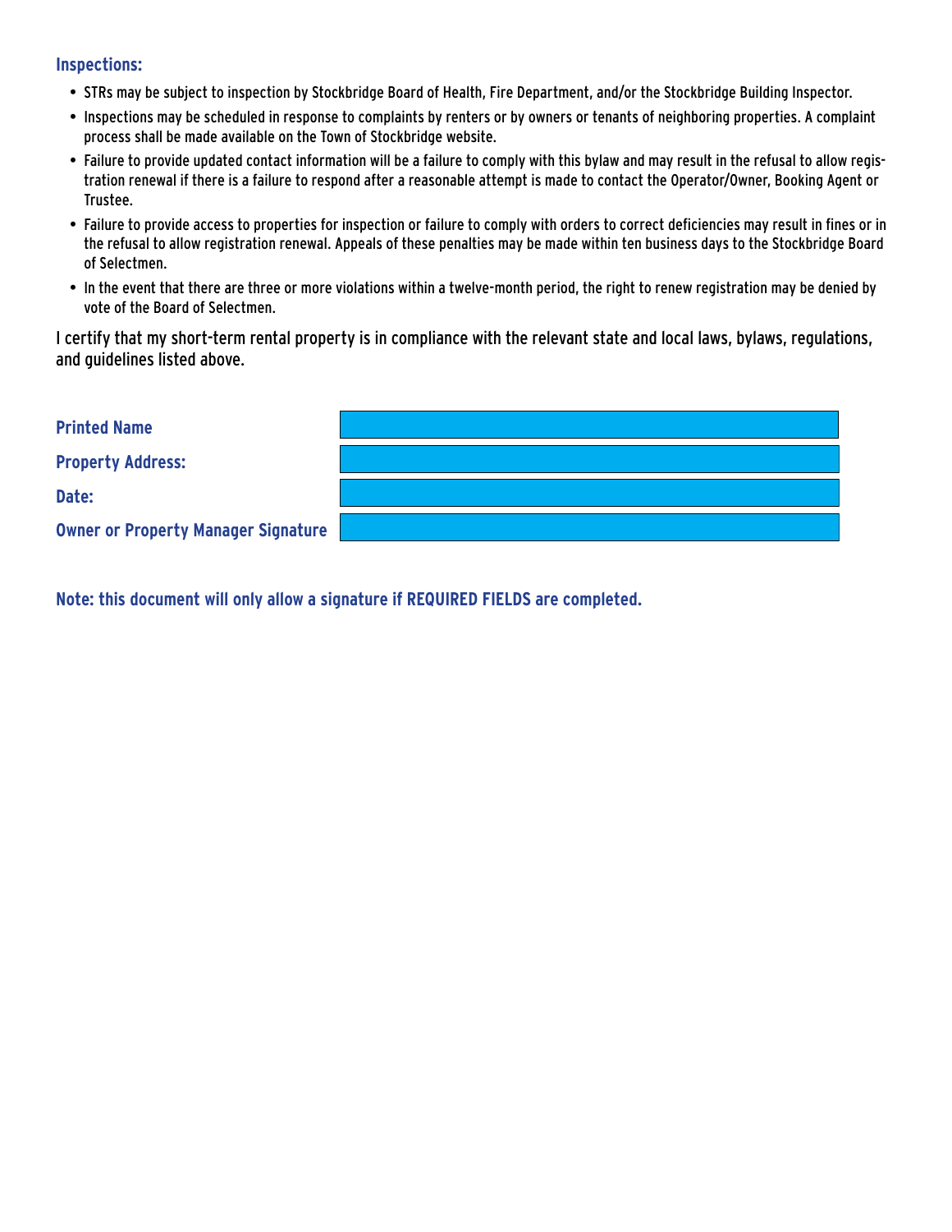### Inspections:

- STRs may be subject to inspection by Stockbridge Board of Health, Fire Department, and/or the Stockbridge Building Inspector.
- Inspections may be scheduled in response to complaints by renters or by owners or tenants of neighboring properties. A complaint process shall be made available on the Town of Stockbridge website.
- Failure to provide updated contact information will be a failure to comply with this bylaw and may result in the refusal to allow registration renewal if there is a failure to respond after a reasonable attempt is made to contact the Operator/Owner, Booking Agent or Trustee.
- Failure to provide access to properties for inspection or failure to comply with orders to correct deficiencies may result in fines or in the refusal to allow registration renewal. Appeals of these penalties may be made within ten business days to the Stockbridge Board of Selectmen.
- In the event that there are three or more violations within a twelve-month period, the right to renew registration may be denied by vote of the Board of Selectmen.

I certify that my short-term rental property is in compliance with the relevant state and local laws, bylaws, regulations, and guidelines listed above.

| | |
|---|---|
| **Printed Name** | |
| **Property Address:** | |
| **Date:** | |
| **Owner or Property Manager Signature** | |

**Note: this document will only allow a signature if REQUIRED FIELDS are completed.**